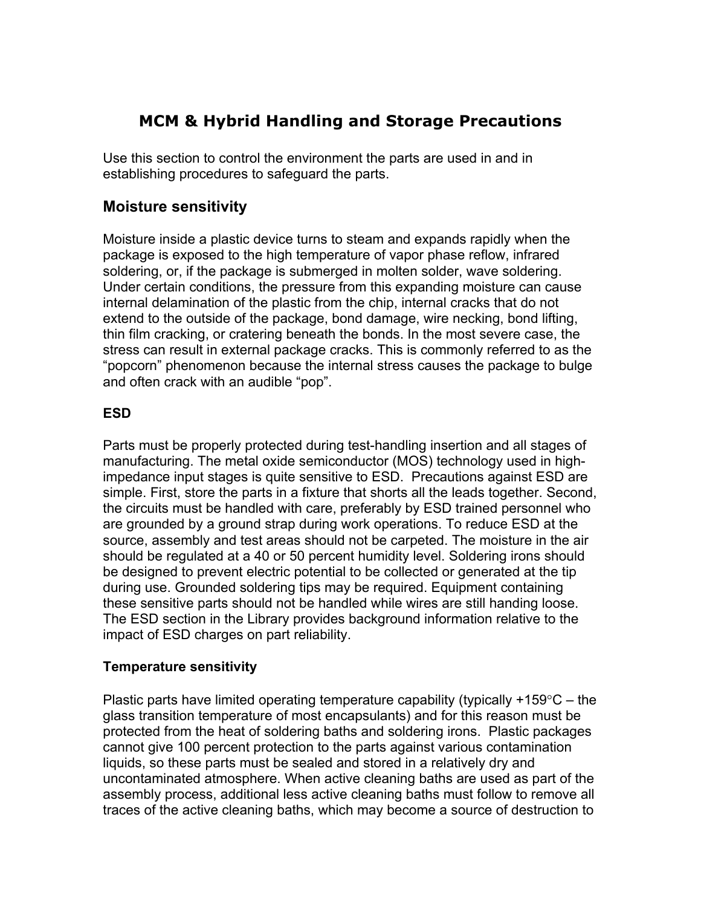# MCM & Hybrid Handling and Storage Precautions

Use this section to control the environment the parts are used in and in establishing procedures to safeguard the parts.

## Moisture sensitivity

Moisture inside a plastic device turns to steam and expands rapidly when the package is exposed to the high temperature of vapor phase reflow, infrared soldering, or, if the package is submerged in molten solder, wave soldering. Under certain conditions, the pressure from this expanding moisture can cause internal delamination of the plastic from the chip, internal cracks that do not extend to the outside of the package, bond damage, wire necking, bond lifting, thin film cracking, or cratering beneath the bonds. In the most severe case, the stress can result in external package cracks. This is commonly referred to as the "popcorn" phenomenon because the internal stress causes the package to bulge and often crack with an audible "pop".

### ESD

Parts must be properly protected during test-handling insertion and all stages of manufacturing. The metal oxide semiconductor (MOS) technology used in high-impedance input stages is quite sensitive to ESD. Precautions against ESD are simple. First, store the parts in a fixture that shorts all the leads together. Second, the circuits must be handled with care, preferably by ESD trained personnel who are grounded by a ground strap during work operations. To reduce ESD at the source, assembly and test areas should not be carpeted. The moisture in the air should be regulated at a 40 or 50 percent humidity level. Soldering irons should be designed to prevent electric potential to be collected or generated at the tip during use. Grounded soldering tips may be required. Equipment containing these sensitive parts should not be handled while wires are still handing loose. The ESD section in the Library provides background information relative to the impact of ESD charges on part reliability.

### Temperature sensitivity

Plastic parts have limited operating temperature capability (typically +159°C – the glass transition temperature of most encapsulants) and for this reason must be protected from the heat of soldering baths and soldering irons. Plastic packages cannot give 100 percent protection to the parts against various contamination liquids, so these parts must be sealed and stored in a relatively dry and uncontaminated atmosphere. When active cleaning baths are used as part of the assembly process, additional less active cleaning baths must follow to remove all traces of the active cleaning baths, which may become a source of destruction to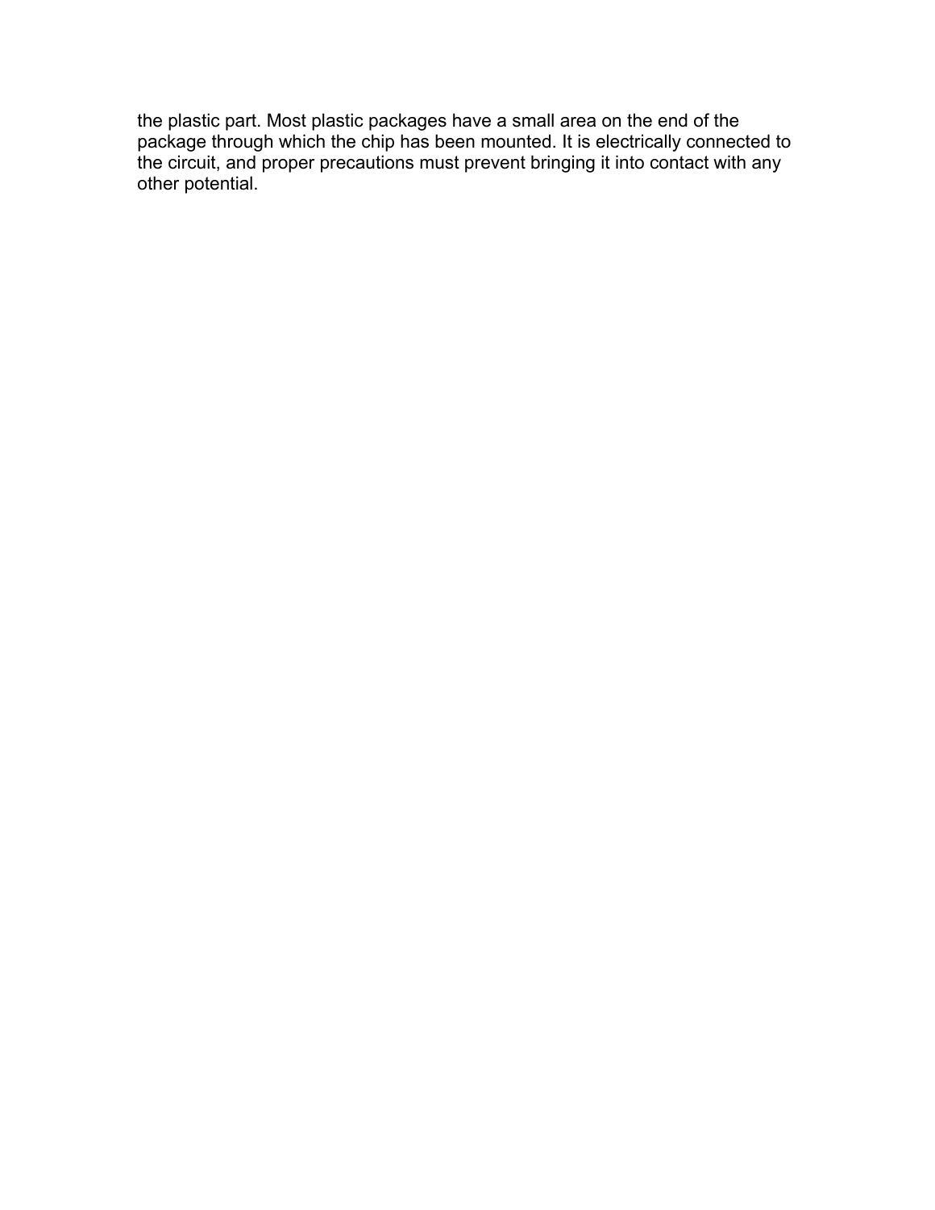the plastic part. Most plastic packages have a small area on the end of the package through which the chip has been mounted. It is electrically connected to the circuit, and proper precautions must prevent bringing it into contact with any other potential.